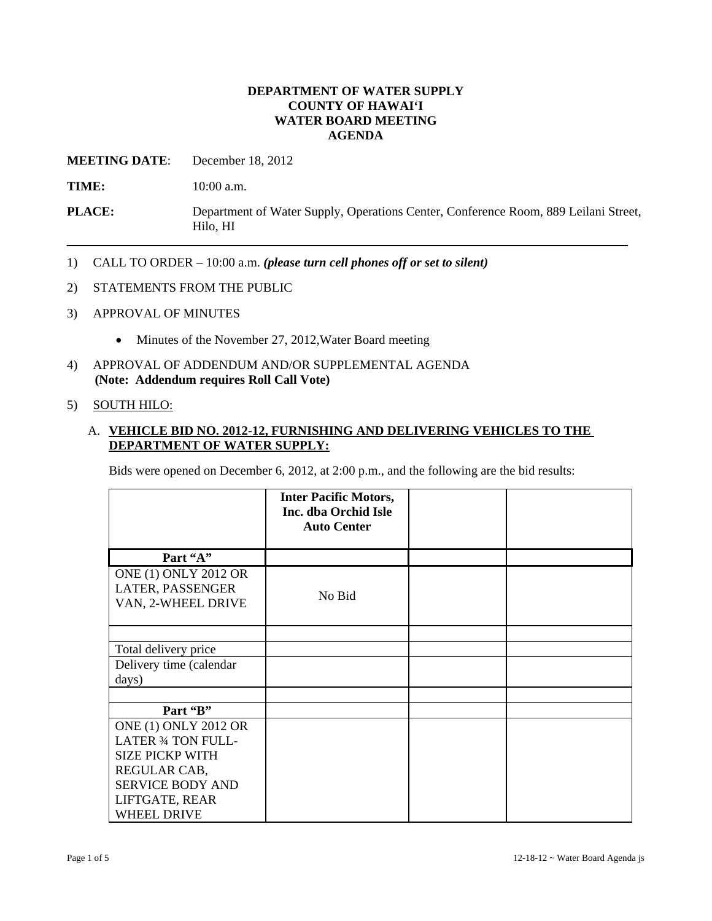**DEPARTMENT OF WATER SUPPLY**
**COUNTY OF HAWAI'I**
**WATER BOARD MEETING**
**AGENDA**

**MEETING DATE**: December 18, 2012

**TIME:** 10:00 a.m.

**PLACE:** Department of Water Supply, Operations Center, Conference Room, 889 Leilani Street, Hilo, HI

---

1) CALL TO ORDER – 10:00 a.m. ***(please turn cell phones off or set to silent)***

2) STATEMENTS FROM THE PUBLIC

3) APPROVAL OF MINUTES

   - Minutes of the November 27, 2012,Water Board meeting

4) APPROVAL OF ADDENDUM AND/OR SUPPLEMENTAL AGENDA
   **(Note: Addendum requires Roll Call Vote)**

5) SOUTH HILO:

   A. **VEHICLE BID NO. 2012-12, FURNISHING AND DELIVERING VEHICLES TO THE DEPARTMENT OF WATER SUPPLY:**

   Bids were opened on December 6, 2012, at 2:00 p.m., and the following are the bid results:

| | **Inter Pacific Motors, Inc. dba Orchid Isle Auto Center** | | |
|---|---|---|---|
| **Part "A"** | | | |
| ONE (1) ONLY 2012 OR LATER, PASSENGER VAN, 2-WHEEL DRIVE | No Bid | | |
| | | | |
| Total delivery price | | | |
| Delivery time (calendar days) | | | |
| | | | |
| **Part "B"** | | | |
| ONE (1) ONLY 2012 OR LATER ¾ TON FULL-SIZE PICKP WITH REGULAR CAB, SERVICE BODY AND LIFTGATE, REAR WHEEL DRIVE | | | |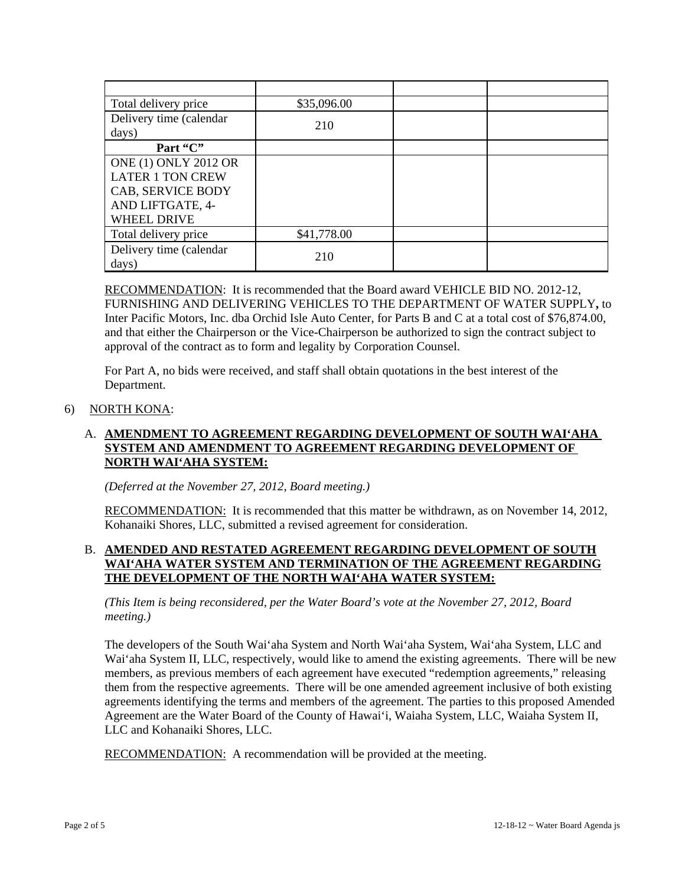| | | | |
|---|---|---|---|
| Total delivery price | $35,096.00 | | |
| Delivery time (calendar days) | 210 | | |
| **Part "C"** | | | |
| ONE (1) ONLY 2012 OR LATER 1 TON CREW CAB, SERVICE BODY AND LIFTGATE, 4-WHEEL DRIVE | | | |
| Total delivery price | $41,778.00 | | |
| Delivery time (calendar days) | 210 | | |

RECOMMENDATION: It is recommended that the Board award VEHICLE BID NO. 2012-12, FURNISHING AND DELIVERING VEHICLES TO THE DEPARTMENT OF WATER SUPPLY**,** to Inter Pacific Motors, Inc. dba Orchid Isle Auto Center, for Parts B and C at a total cost of $76,874.00, and that either the Chairperson or the Vice-Chairperson be authorized to sign the contract subject to approval of the contract as to form and legality by Corporation Counsel.

For Part A, no bids were received, and staff shall obtain quotations in the best interest of the Department.

6) NORTH KONA:

A. **AMENDMENT TO AGREEMENT REGARDING DEVELOPMENT OF SOUTH WAI'AHA SYSTEM AND AMENDMENT TO AGREEMENT REGARDING DEVELOPMENT OF NORTH WAI'AHA SYSTEM:**

*(Deferred at the November 27, 2012, Board meeting.)*

RECOMMENDATION: It is recommended that this matter be withdrawn, as on November 14, 2012, Kohanaiki Shores, LLC, submitted a revised agreement for consideration.

B. **AMENDED AND RESTATED AGREEMENT REGARDING DEVELOPMENT OF SOUTH WAI'AHA WATER SYSTEM AND TERMINATION OF THE AGREEMENT REGARDING THE DEVELOPMENT OF THE NORTH WAI'AHA WATER SYSTEM:**

*(This Item is being reconsidered, per the Water Board's vote at the November 27, 2012, Board meeting.)*

The developers of the South Wai'aha System and North Wai'aha System, Wai'aha System, LLC and Wai'aha System II, LLC, respectively, would like to amend the existing agreements. There will be new members, as previous members of each agreement have executed "redemption agreements," releasing them from the respective agreements. There will be one amended agreement inclusive of both existing agreements identifying the terms and members of the agreement. The parties to this proposed Amended Agreement are the Water Board of the County of Hawai'i, Waiaha System, LLC, Waiaha System II, LLC and Kohanaiki Shores, LLC.

RECOMMENDATION: A recommendation will be provided at the meeting.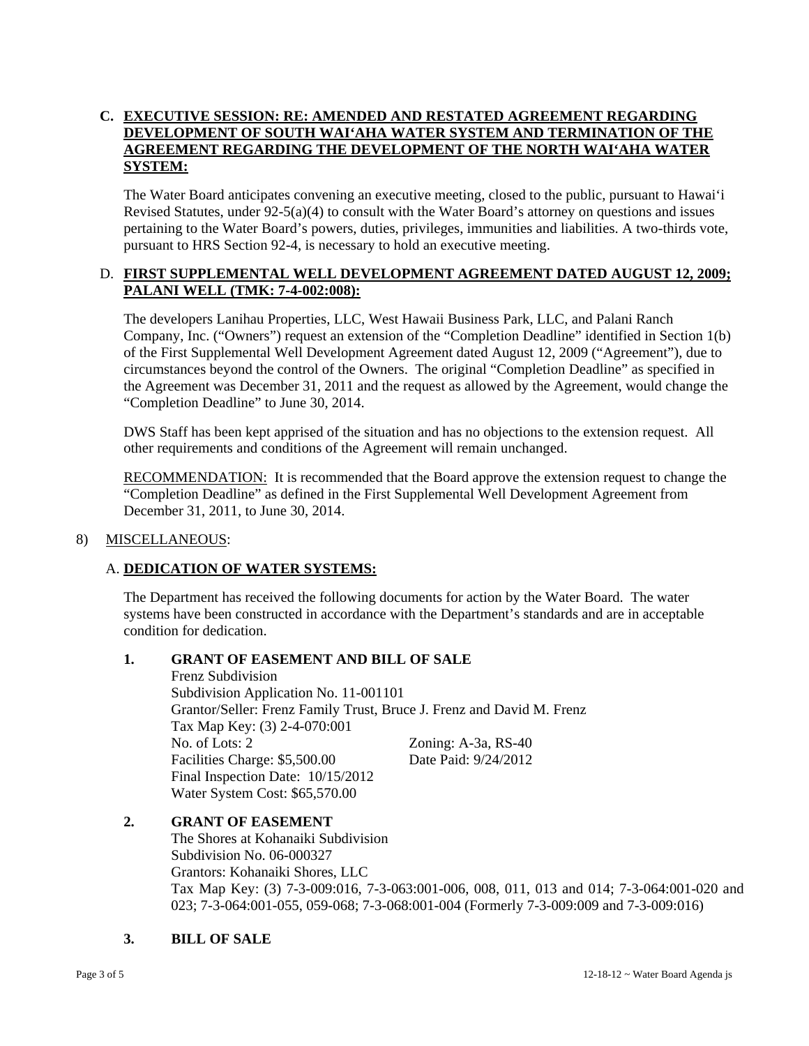**C. EXECUTIVE SESSION: RE: AMENDED AND RESTATED AGREEMENT REGARDING DEVELOPMENT OF SOUTH WAIʻAHA WATER SYSTEM AND TERMINATION OF THE AGREEMENT REGARDING THE DEVELOPMENT OF THE NORTH WAIʻAHA WATER SYSTEM:**

The Water Board anticipates convening an executive meeting, closed to the public, pursuant to Hawaiʻi Revised Statutes, under 92-5(a)(4) to consult with the Water Board's attorney on questions and issues pertaining to the Water Board's powers, duties, privileges, immunities and liabilities. A two-thirds vote, pursuant to HRS Section 92-4, is necessary to hold an executive meeting.

D. **FIRST SUPPLEMENTAL WELL DEVELOPMENT AGREEMENT DATED AUGUST 12, 2009; PALANI WELL (TMK: 7-4-002:008):**

The developers Lanihau Properties, LLC, West Hawaii Business Park, LLC, and Palani Ranch Company, Inc. ("Owners") request an extension of the "Completion Deadline" identified in Section 1(b) of the First Supplemental Well Development Agreement dated August 12, 2009 ("Agreement"), due to circumstances beyond the control of the Owners. The original "Completion Deadline" as specified in the Agreement was December 31, 2011 and the request as allowed by the Agreement, would change the "Completion Deadline" to June 30, 2014.

DWS Staff has been kept apprised of the situation and has no objections to the extension request. All other requirements and conditions of the Agreement will remain unchanged.

RECOMMENDATION: It is recommended that the Board approve the extension request to change the "Completion Deadline" as defined in the First Supplemental Well Development Agreement from December 31, 2011, to June 30, 2014.

8) MISCELLANEOUS:

A. **DEDICATION OF WATER SYSTEMS:**

The Department has received the following documents for action by the Water Board. The water systems have been constructed in accordance with the Department's standards and are in acceptable condition for dedication.

**1. GRANT OF EASEMENT AND BILL OF SALE**

Frenz Subdivision
Subdivision Application No. 11-001101
Grantor/Seller: Frenz Family Trust, Bruce J. Frenz and David M. Frenz
Tax Map Key: (3) 2-4-070:001
No. of Lots: 2 — Zoning: A-3a, RS-40
Facilities Charge: $5,500.00 — Date Paid: 9/24/2012
Final Inspection Date: 10/15/2012
Water System Cost: $65,570.00

**2. GRANT OF EASEMENT**

The Shores at Kohanaiki Subdivision
Subdivision No. 06-000327
Grantors: Kohanaiki Shores, LLC
Tax Map Key: (3) 7-3-009:016, 7-3-063:001-006, 008, 011, 013 and 014; 7-3-064:001-020 and 023; 7-3-064:001-055, 059-068; 7-3-068:001-004 (Formerly 7-3-009:009 and 7-3-009:016)

**3. BILL OF SALE**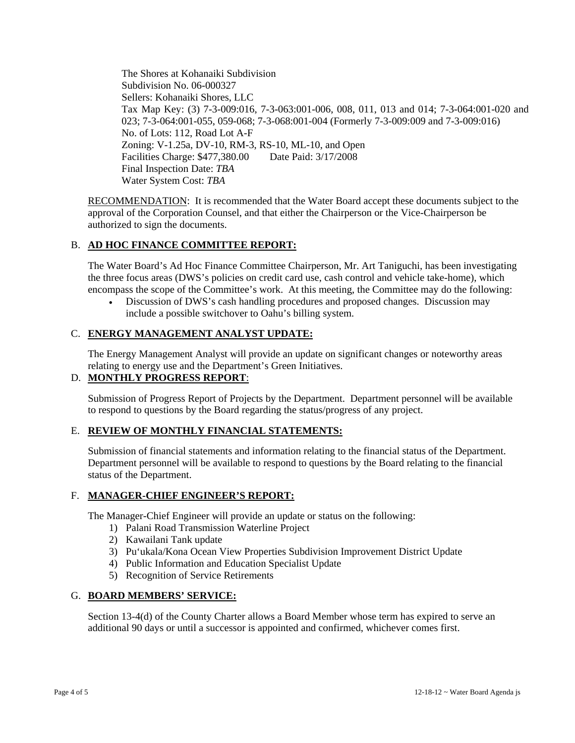The Shores at Kohanaiki Subdivision
Subdivision No. 06-000327
Sellers: Kohanaiki Shores, LLC
Tax Map Key: (3) 7-3-009:016, 7-3-063:001-006, 008, 011, 013 and 014; 7-3-064:001-020 and 023; 7-3-064:001-055, 059-068; 7-3-068:001-004 (Formerly 7-3-009:009 and 7-3-009:016)
No. of Lots: 112, Road Lot A-F
Zoning: V-1.25a, DV-10, RM-3, RS-10, ML-10, and Open
Facilities Charge: $477,380.00 Date Paid: 3/17/2008
Final Inspection Date: *TBA*
Water System Cost: *TBA*

<u>RECOMMENDATION</u>: It is recommended that the Water Board accept these documents subject to the approval of the Corporation Counsel, and that either the Chairperson or the Vice-Chairperson be authorized to sign the documents.

## B. **AD HOC FINANCE COMMITTEE REPORT:**

The Water Board's Ad Hoc Finance Committee Chairperson, Mr. Art Taniguchi, has been investigating the three focus areas (DWS's policies on credit card use, cash control and vehicle take-home), which encompass the scope of the Committee's work. At this meeting, the Committee may do the following:

- Discussion of DWS's cash handling procedures and proposed changes. Discussion may include a possible switchover to Oahu's billing system.

## C. **ENERGY MANAGEMENT ANALYST UPDATE:**

The Energy Management Analyst will provide an update on significant changes or noteworthy areas relating to energy use and the Department's Green Initiatives.

## D. **MONTHLY PROGRESS REPORT**:

Submission of Progress Report of Projects by the Department. Department personnel will be available to respond to questions by the Board regarding the status/progress of any project.

## E. **REVIEW OF MONTHLY FINANCIAL STATEMENTS:**

Submission of financial statements and information relating to the financial status of the Department. Department personnel will be available to respond to questions by the Board relating to the financial status of the Department.

## F. **MANAGER-CHIEF ENGINEER'S REPORT:**

The Manager-Chief Engineer will provide an update or status on the following:

1) Palani Road Transmission Waterline Project
2) Kawailani Tank update
3) Pu'ukala/Kona Ocean View Properties Subdivision Improvement District Update
4) Public Information and Education Specialist Update
5) Recognition of Service Retirements

## G. **BOARD MEMBERS' SERVICE:**

Section 13-4(d) of the County Charter allows a Board Member whose term has expired to serve an additional 90 days or until a successor is appointed and confirmed, whichever comes first.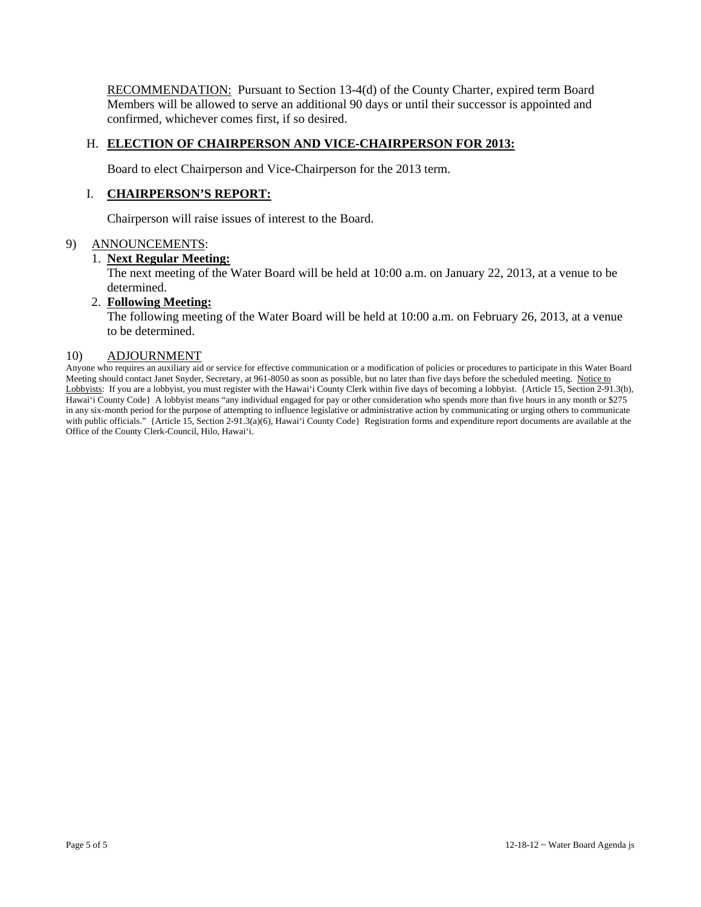RECOMMENDATION: Pursuant to Section 13-4(d) of the County Charter, expired term Board Members will be allowed to serve an additional 90 days or until their successor is appointed and confirmed, whichever comes first, if so desired.

H. **ELECTION OF CHAIRPERSON AND VICE-CHAIRPERSON FOR 2013:**

Board to elect Chairperson and Vice-Chairperson for the 2013 term.

I. **CHAIRPERSON'S REPORT:**

Chairperson will raise issues of interest to the Board.

9) ANNOUNCEMENTS:

1. **Next Regular Meeting:**
   The next meeting of the Water Board will be held at 10:00 a.m. on January 22, 2013, at a venue to be determined.
2. **Following Meeting:**
   The following meeting of the Water Board will be held at 10:00 a.m. on February 26, 2013, at a venue to be determined.

10) ADJOURNMENT

Anyone who requires an auxiliary aid or service for effective communication or a modification of policies or procedures to participate in this Water Board Meeting should contact Janet Snyder, Secretary, at 961-8050 as soon as possible, but no later than five days before the scheduled meeting. Notice to Lobbyists: If you are a lobbyist, you must register with the Hawai'i County Clerk within five days of becoming a lobbyist. {Article 15, Section 2-91.3(b), Hawai'i County Code} A lobbyist means "any individual engaged for pay or other consideration who spends more than five hours in any month or $275 in any six-month period for the purpose of attempting to influence legislative or administrative action by communicating or urging others to communicate with public officials." {Article 15, Section 2-91.3(a)(6), Hawai'i County Code} Registration forms and expenditure report documents are available at the Office of the County Clerk-Council, Hilo, Hawai'i.